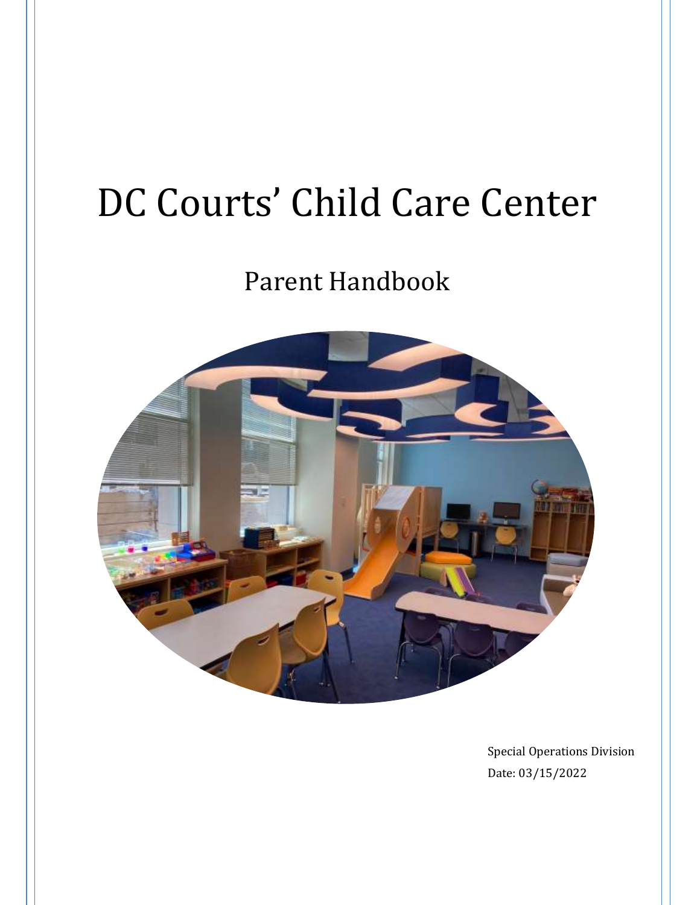# DC Courts' Child Care Center

## Parent Handbook

Special Operations Division

Date: 03/15/2022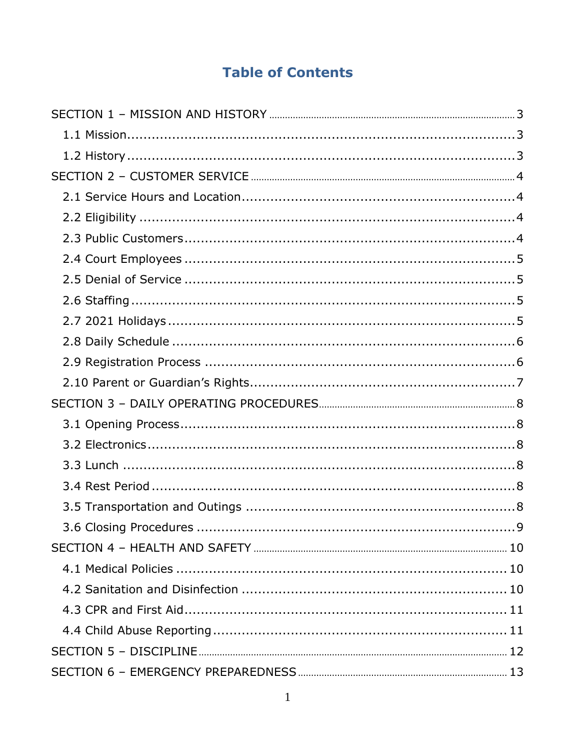# Table of Contents

SECTION 1 – MISSION AND HISTORY .......... 3
- 1.1 Mission .......... 3
- 1.2 History .......... 3

SECTION 2 – CUSTOMER SERVICE .......... 4
- 2.1 Service Hours and Location .......... 4
- 2.2 Eligibility .......... 4
- 2.3 Public Customers .......... 4
- 2.4 Court Employees .......... 5
- 2.5 Denial of Service .......... 5
- 2.6 Staffing .......... 5
- 2.7 2021 Holidays .......... 5
- 2.8 Daily Schedule .......... 6
- 2.9 Registration Process .......... 6
- 2.10 Parent or Guardian's Rights .......... 7

SECTION 3 – DAILY OPERATING PROCEDURES .......... 8
- 3.1 Opening Process .......... 8
- 3.2 Electronics .......... 8
- 3.3 Lunch .......... 8
- 3.4 Rest Period .......... 8
- 3.5 Transportation and Outings .......... 8
- 3.6 Closing Procedures .......... 9

SECTION 4 – HEALTH AND SAFETY .......... 10
- 4.1 Medical Policies .......... 10
- 4.2 Sanitation and Disinfection .......... 10
- 4.3 CPR and First Aid .......... 11
- 4.4 Child Abuse Reporting .......... 11

SECTION 5 – DISCIPLINE .......... 12

SECTION 6 – EMERGENCY PREPAREDNESS .......... 13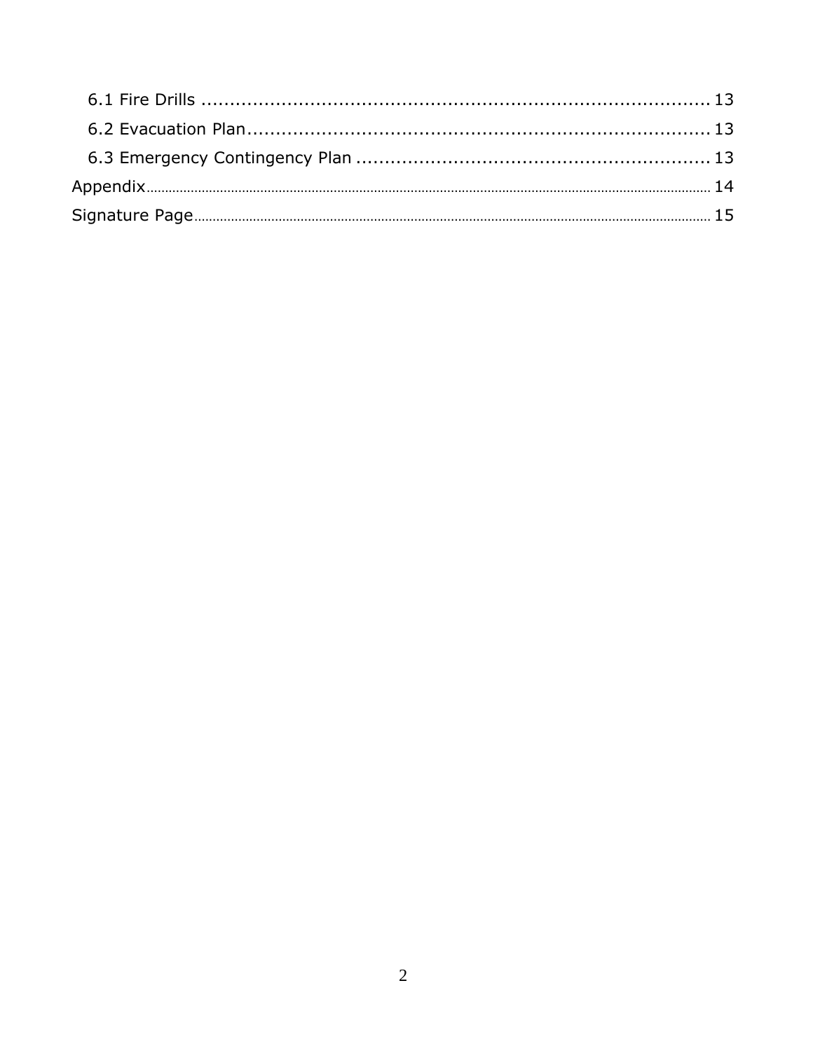6.1 Fire Drills ........................................................................................ 13

6.2 Evacuation Plan................................................................................. 13

6.3 Emergency Contingency Plan ............................................................ 13

Appendix........................................................................................................ 14

Signature Page................................................................................................ 15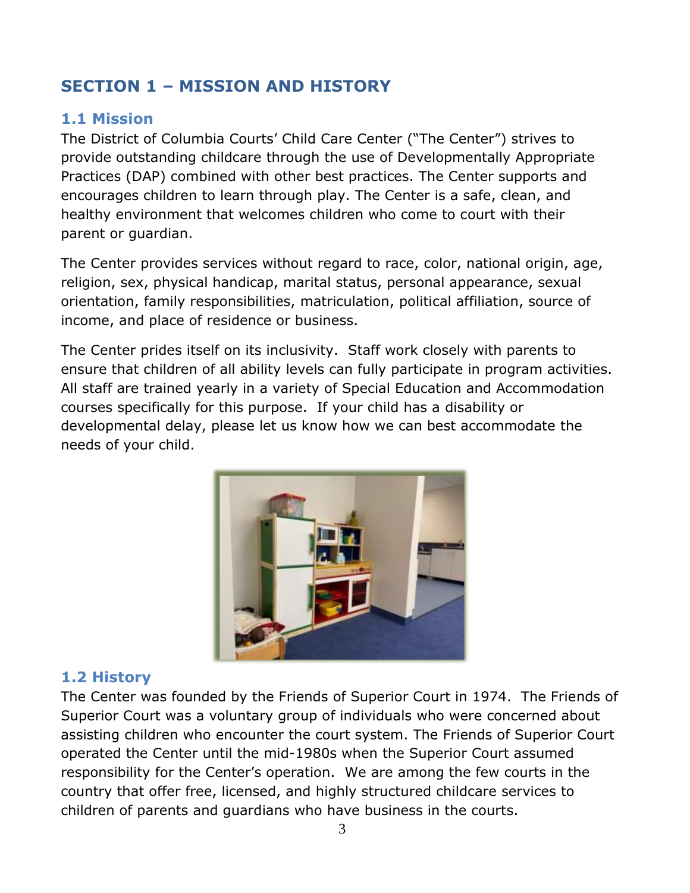## SECTION 1 – MISSION AND HISTORY

### 1.1 Mission

The District of Columbia Courts' Child Care Center ("The Center") strives to provide outstanding childcare through the use of Developmentally Appropriate Practices (DAP) combined with other best practices. The Center supports and encourages children to learn through play. The Center is a safe, clean, and healthy environment that welcomes children who come to court with their parent or guardian.

The Center provides services without regard to race, color, national origin, age, religion, sex, physical handicap, marital status, personal appearance, sexual orientation, family responsibilities, matriculation, political affiliation, source of income, and place of residence or business.

The Center prides itself on its inclusivity. Staff work closely with parents to ensure that children of all ability levels can fully participate in program activities. All staff are trained yearly in a variety of Special Education and Accommodation courses specifically for this purpose. If your child has a disability or developmental delay, please let us know how we can best accommodate the needs of your child.

### 1.2 History

The Center was founded by the Friends of Superior Court in 1974. The Friends of Superior Court was a voluntary group of individuals who were concerned about assisting children who encounter the court system. The Friends of Superior Court operated the Center until the mid-1980s when the Superior Court assumed responsibility for the Center's operation. We are among the few courts in the country that offer free, licensed, and highly structured childcare services to children of parents and guardians who have business in the courts.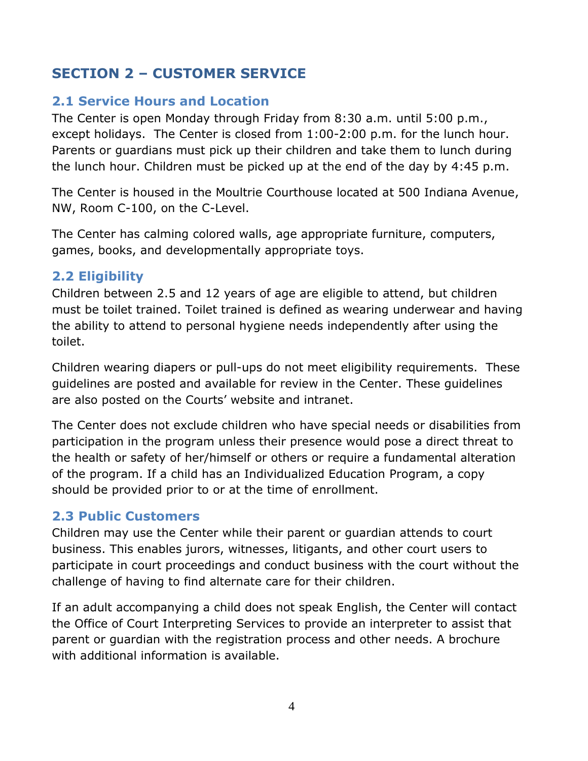## SECTION 2 – CUSTOMER SERVICE

### 2.1 Service Hours and Location

The Center is open Monday through Friday from 8:30 a.m. until 5:00 p.m., except holidays. The Center is closed from 1:00-2:00 p.m. for the lunch hour. Parents or guardians must pick up their children and take them to lunch during the lunch hour. Children must be picked up at the end of the day by 4:45 p.m.

The Center is housed in the Moultrie Courthouse located at 500 Indiana Avenue, NW, Room C-100, on the C-Level.

The Center has calming colored walls, age appropriate furniture, computers, games, books, and developmentally appropriate toys.

### 2.2 Eligibility

Children between 2.5 and 12 years of age are eligible to attend, but children must be toilet trained. Toilet trained is defined as wearing underwear and having the ability to attend to personal hygiene needs independently after using the toilet.

Children wearing diapers or pull-ups do not meet eligibility requirements. These guidelines are posted and available for review in the Center. These guidelines are also posted on the Courts' website and intranet.

The Center does not exclude children who have special needs or disabilities from participation in the program unless their presence would pose a direct threat to the health or safety of her/himself or others or require a fundamental alteration of the program. If a child has an Individualized Education Program, a copy should be provided prior to or at the time of enrollment.

### 2.3 Public Customers

Children may use the Center while their parent or guardian attends to court business. This enables jurors, witnesses, litigants, and other court users to participate in court proceedings and conduct business with the court without the challenge of having to find alternate care for their children.

If an adult accompanying a child does not speak English, the Center will contact the Office of Court Interpreting Services to provide an interpreter to assist that parent or guardian with the registration process and other needs. A brochure with additional information is available.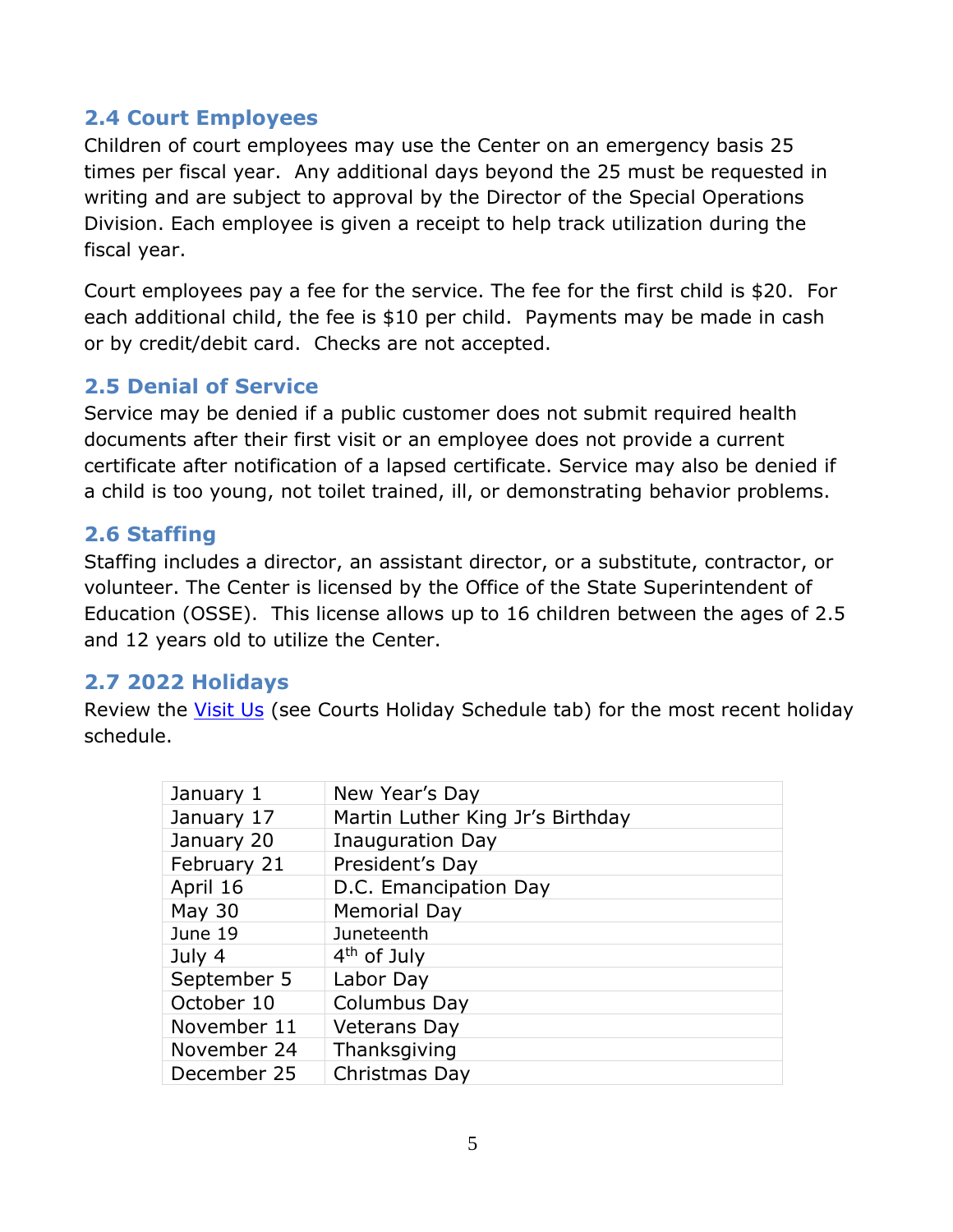## 2.4 Court Employees

Children of court employees may use the Center on an emergency basis 25 times per fiscal year. Any additional days beyond the 25 must be requested in writing and are subject to approval by the Director of the Special Operations Division. Each employee is given a receipt to help track utilization during the fiscal year.

Court employees pay a fee for the service. The fee for the first child is $20. For each additional child, the fee is $10 per child. Payments may be made in cash or by credit/debit card. Checks are not accepted.

## 2.5 Denial of Service

Service may be denied if a public customer does not submit required health documents after their first visit or an employee does not provide a current certificate after notification of a lapsed certificate. Service may also be denied if a child is too young, not toilet trained, ill, or demonstrating behavior problems.

## 2.6 Staffing

Staffing includes a director, an assistant director, or a substitute, contractor, or volunteer. The Center is licensed by the Office of the State Superintendent of Education (OSSE). This license allows up to 16 children between the ages of 2.5 and 12 years old to utilize the Center.

## 2.7 2022 Holidays

Review the [Visit Us](Visit Us) (see Courts Holiday Schedule tab) for the most recent holiday schedule.

| | |
|---|---|
| January 1 | New Year's Day |
| January 17 | Martin Luther King Jr's Birthday |
| January 20 | Inauguration Day |
| February 21 | President's Day |
| April 16 | D.C. Emancipation Day |
| May 30 | Memorial Day |
| June 19 | Juneteenth |
| July 4 | 4th of July |
| September 5 | Labor Day |
| October 10 | Columbus Day |
| November 11 | Veterans Day |
| November 24 | Thanksgiving |
| December 25 | Christmas Day |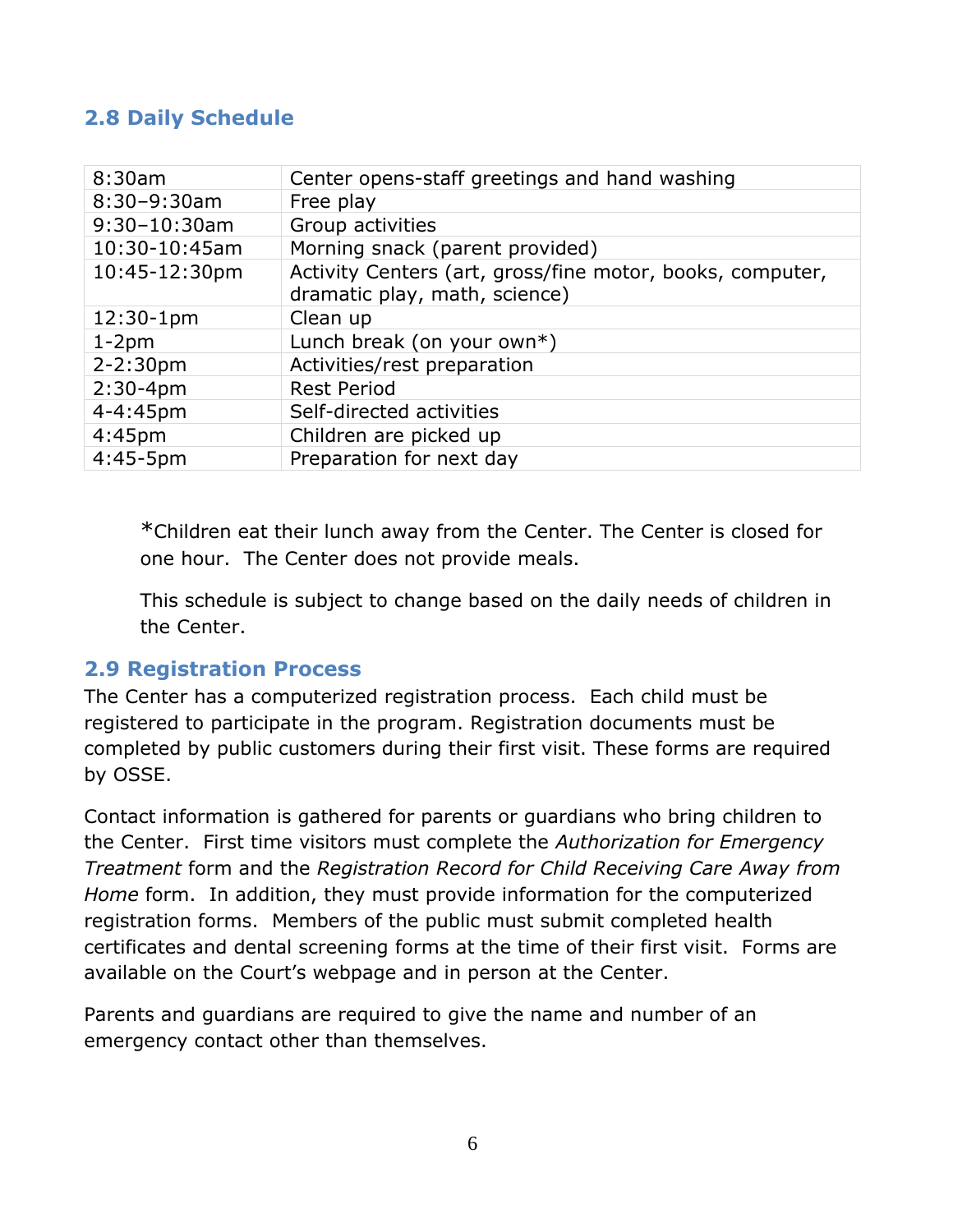## 2.8 Daily Schedule

| | |
|---|---|
| 8:30am | Center opens-staff greetings and hand washing |
| 8:30–9:30am | Free play |
| 9:30–10:30am | Group activities |
| 10:30-10:45am | Morning snack (parent provided) |
| 10:45-12:30pm | Activity Centers (art, gross/fine motor, books, computer, dramatic play, math, science) |
| 12:30-1pm | Clean up |
| 1-2pm | Lunch break (on your own*) |
| 2-2:30pm | Activities/rest preparation |
| 2:30-4pm | Rest Period |
| 4-4:45pm | Self-directed activities |
| 4:45pm | Children are picked up |
| 4:45-5pm | Preparation for next day |

*Children eat their lunch away from the Center. The Center is closed for one hour. The Center does not provide meals.

This schedule is subject to change based on the daily needs of children in the Center.

## 2.9 Registration Process

The Center has a computerized registration process. Each child must be registered to participate in the program. Registration documents must be completed by public customers during their first visit. These forms are required by OSSE.

Contact information is gathered for parents or guardians who bring children to the Center. First time visitors must complete the *Authorization for Emergency Treatment* form and the *Registration Record for Child Receiving Care Away from Home* form. In addition, they must provide information for the computerized registration forms. Members of the public must submit completed health certificates and dental screening forms at the time of their first visit. Forms are available on the Court's webpage and in person at the Center.

Parents and guardians are required to give the name and number of an emergency contact other than themselves.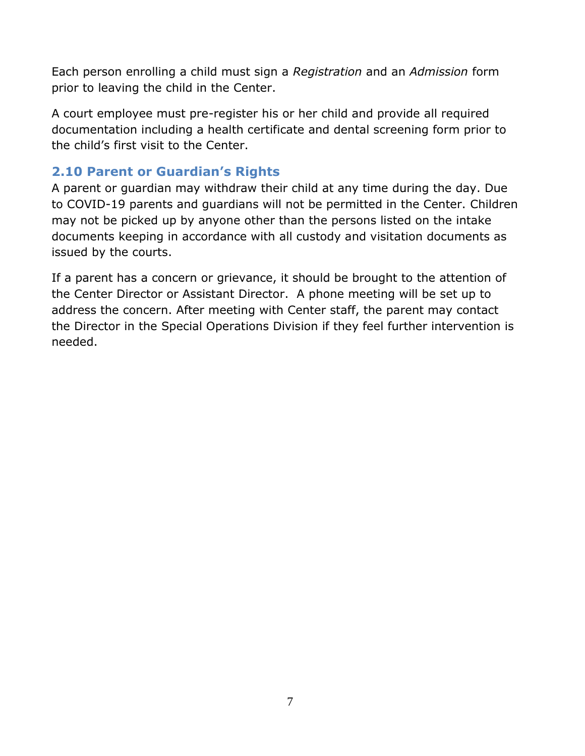Each person enrolling a child must sign a *Registration* and an *Admission* form prior to leaving the child in the Center.

A court employee must pre-register his or her child and provide all required documentation including a health certificate and dental screening form prior to the child's first visit to the Center.

## 2.10 Parent or Guardian's Rights

A parent or guardian may withdraw their child at any time during the day. Due to COVID-19 parents and guardians will not be permitted in the Center. Children may not be picked up by anyone other than the persons listed on the intake documents keeping in accordance with all custody and visitation documents as issued by the courts.

If a parent has a concern or grievance, it should be brought to the attention of the Center Director or Assistant Director. A phone meeting will be set up to address the concern. After meeting with Center staff, the parent may contact the Director in the Special Operations Division if they feel further intervention is needed.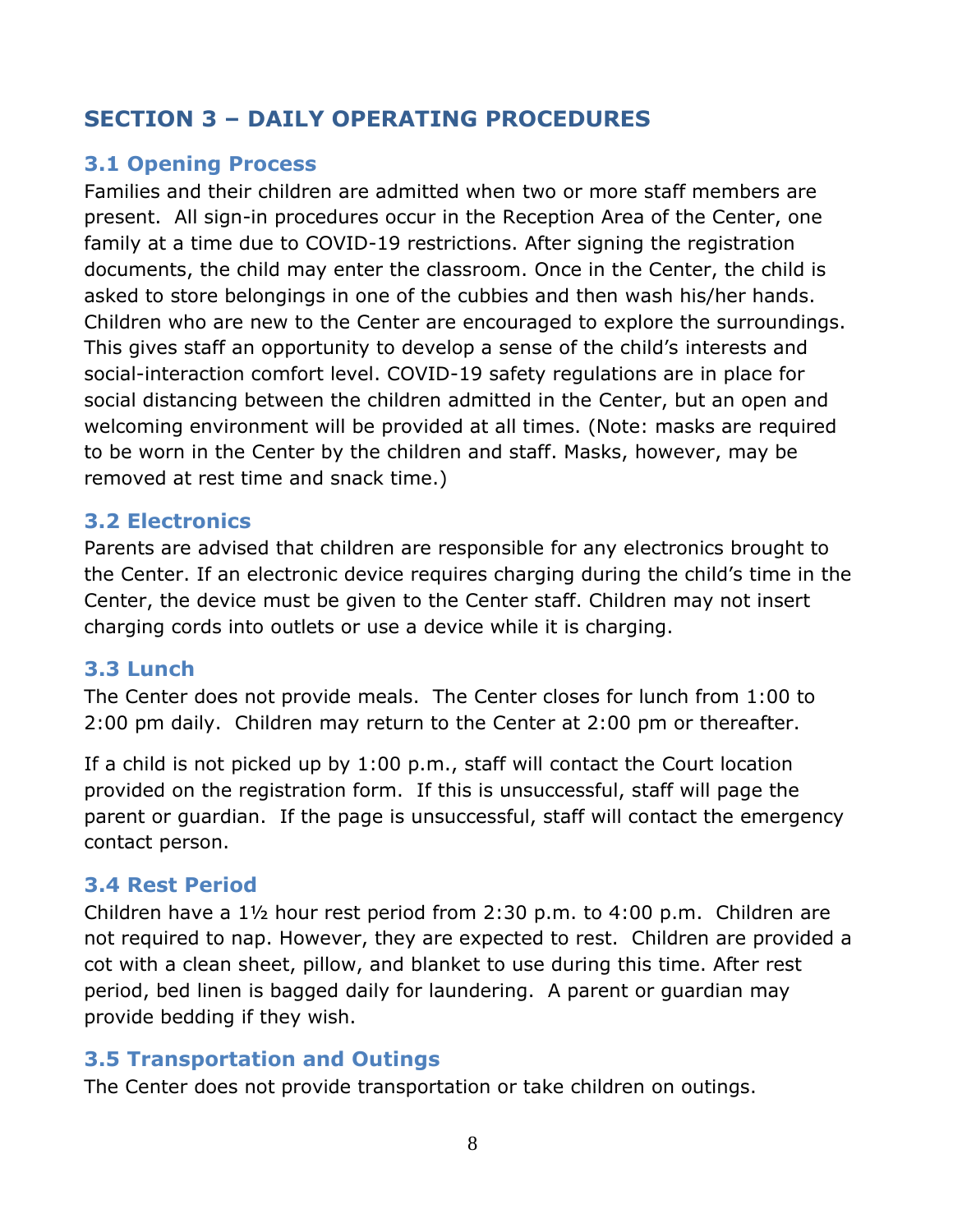## SECTION 3 – DAILY OPERATING PROCEDURES

### 3.1 Opening Process

Families and their children are admitted when two or more staff members are present. All sign-in procedures occur in the Reception Area of the Center, one family at a time due to COVID-19 restrictions. After signing the registration documents, the child may enter the classroom. Once in the Center, the child is asked to store belongings in one of the cubbies and then wash his/her hands. Children who are new to the Center are encouraged to explore the surroundings. This gives staff an opportunity to develop a sense of the child's interests and social-interaction comfort level. COVID-19 safety regulations are in place for social distancing between the children admitted in the Center, but an open and welcoming environment will be provided at all times. (Note: masks are required to be worn in the Center by the children and staff. Masks, however, may be removed at rest time and snack time.)

### 3.2 Electronics

Parents are advised that children are responsible for any electronics brought to the Center. If an electronic device requires charging during the child's time in the Center, the device must be given to the Center staff. Children may not insert charging cords into outlets or use a device while it is charging.

### 3.3 Lunch

The Center does not provide meals. The Center closes for lunch from 1:00 to 2:00 pm daily. Children may return to the Center at 2:00 pm or thereafter.

If a child is not picked up by 1:00 p.m., staff will contact the Court location provided on the registration form. If this is unsuccessful, staff will page the parent or guardian. If the page is unsuccessful, staff will contact the emergency contact person.

### 3.4 Rest Period

Children have a 1½ hour rest period from 2:30 p.m. to 4:00 p.m. Children are not required to nap. However, they are expected to rest. Children are provided a cot with a clean sheet, pillow, and blanket to use during this time. After rest period, bed linen is bagged daily for laundering. A parent or guardian may provide bedding if they wish.

### 3.5 Transportation and Outings

The Center does not provide transportation or take children on outings.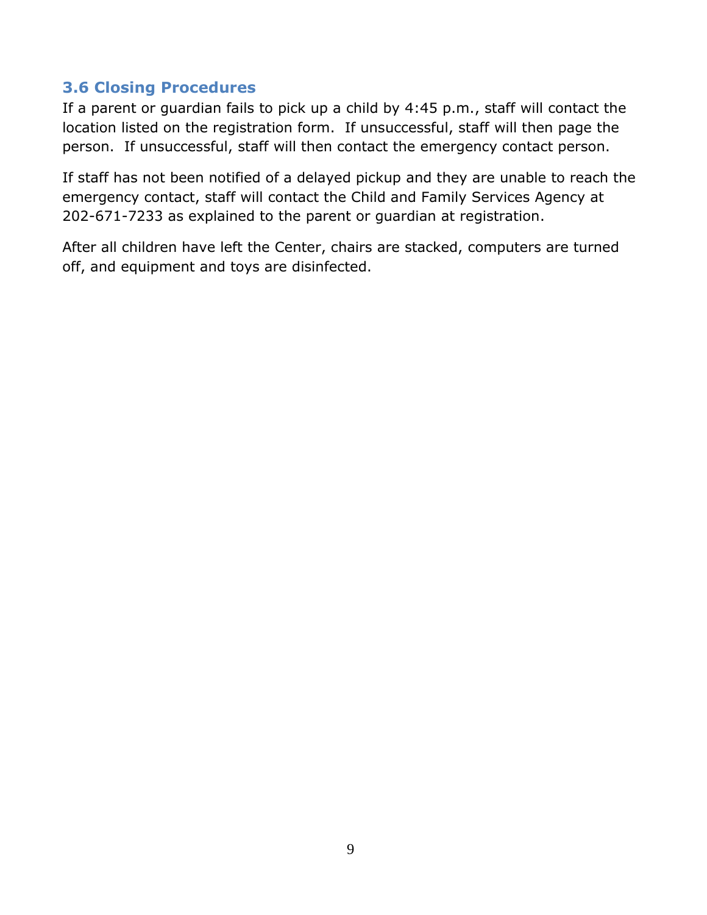### 3.6 Closing Procedures

If a parent or guardian fails to pick up a child by 4:45 p.m., staff will contact the location listed on the registration form. If unsuccessful, staff will then page the person. If unsuccessful, staff will then contact the emergency contact person.

If staff has not been notified of a delayed pickup and they are unable to reach the emergency contact, staff will contact the Child and Family Services Agency at 202-671-7233 as explained to the parent or guardian at registration.

After all children have left the Center, chairs are stacked, computers are turned off, and equipment and toys are disinfected.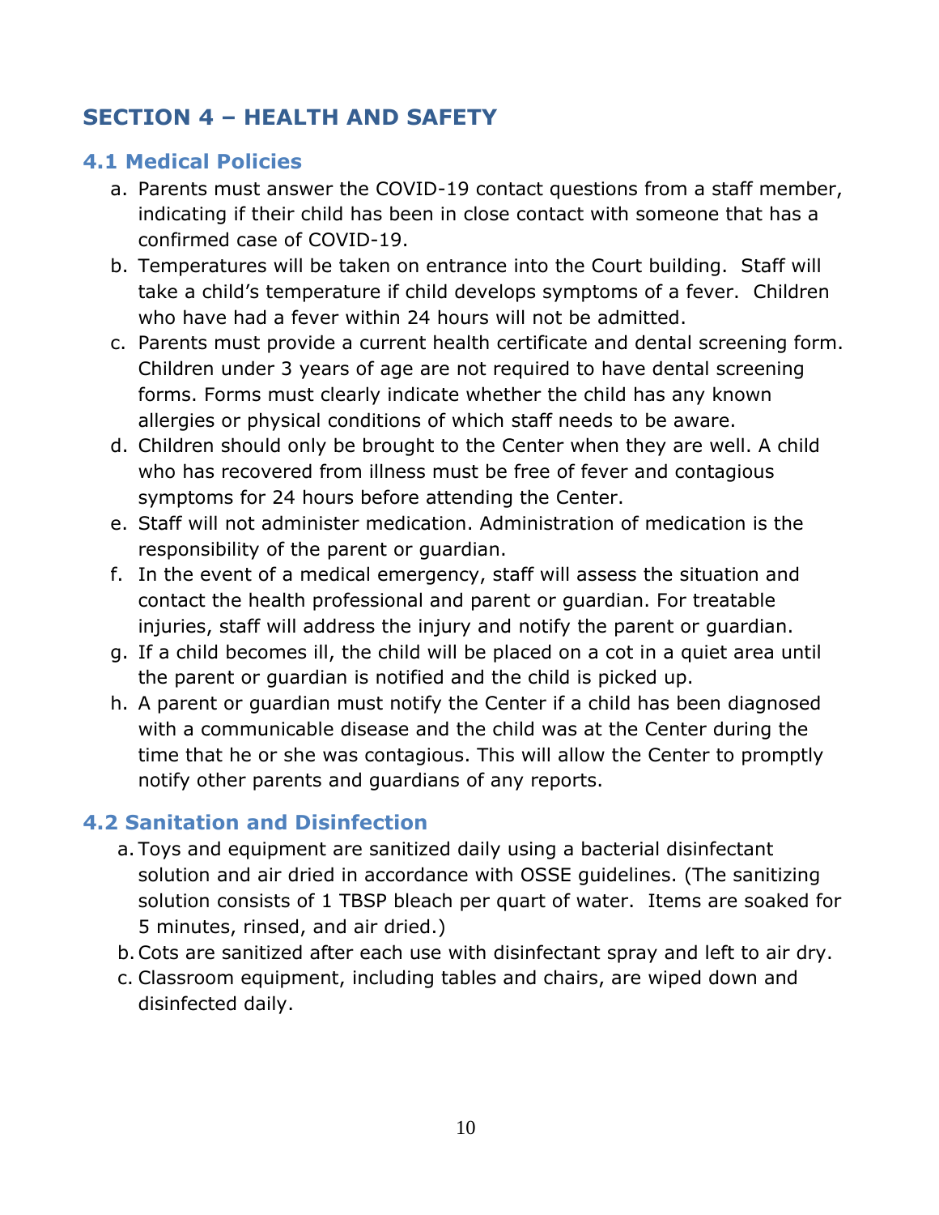## SECTION 4 – HEALTH AND SAFETY

### 4.1 Medical Policies

a. Parents must answer the COVID-19 contact questions from a staff member, indicating if their child has been in close contact with someone that has a confirmed case of COVID-19.

b. Temperatures will be taken on entrance into the Court building. Staff will take a child's temperature if child develops symptoms of a fever. Children who have had a fever within 24 hours will not be admitted.

c. Parents must provide a current health certificate and dental screening form. Children under 3 years of age are not required to have dental screening forms. Forms must clearly indicate whether the child has any known allergies or physical conditions of which staff needs to be aware.

d. Children should only be brought to the Center when they are well. A child who has recovered from illness must be free of fever and contagious symptoms for 24 hours before attending the Center.

e. Staff will not administer medication. Administration of medication is the responsibility of the parent or guardian.

f. In the event of a medical emergency, staff will assess the situation and contact the health professional and parent or guardian. For treatable injuries, staff will address the injury and notify the parent or guardian.

g. If a child becomes ill, the child will be placed on a cot in a quiet area until the parent or guardian is notified and the child is picked up.

h. A parent or guardian must notify the Center if a child has been diagnosed with a communicable disease and the child was at the Center during the time that he or she was contagious. This will allow the Center to promptly notify other parents and guardians of any reports.

### 4.2 Sanitation and Disinfection

a. Toys and equipment are sanitized daily using a bacterial disinfectant solution and air dried in accordance with OSSE guidelines. (The sanitizing solution consists of 1 TBSP bleach per quart of water. Items are soaked for 5 minutes, rinsed, and air dried.)

b. Cots are sanitized after each use with disinfectant spray and left to air dry.

c. Classroom equipment, including tables and chairs, are wiped down and disinfected daily.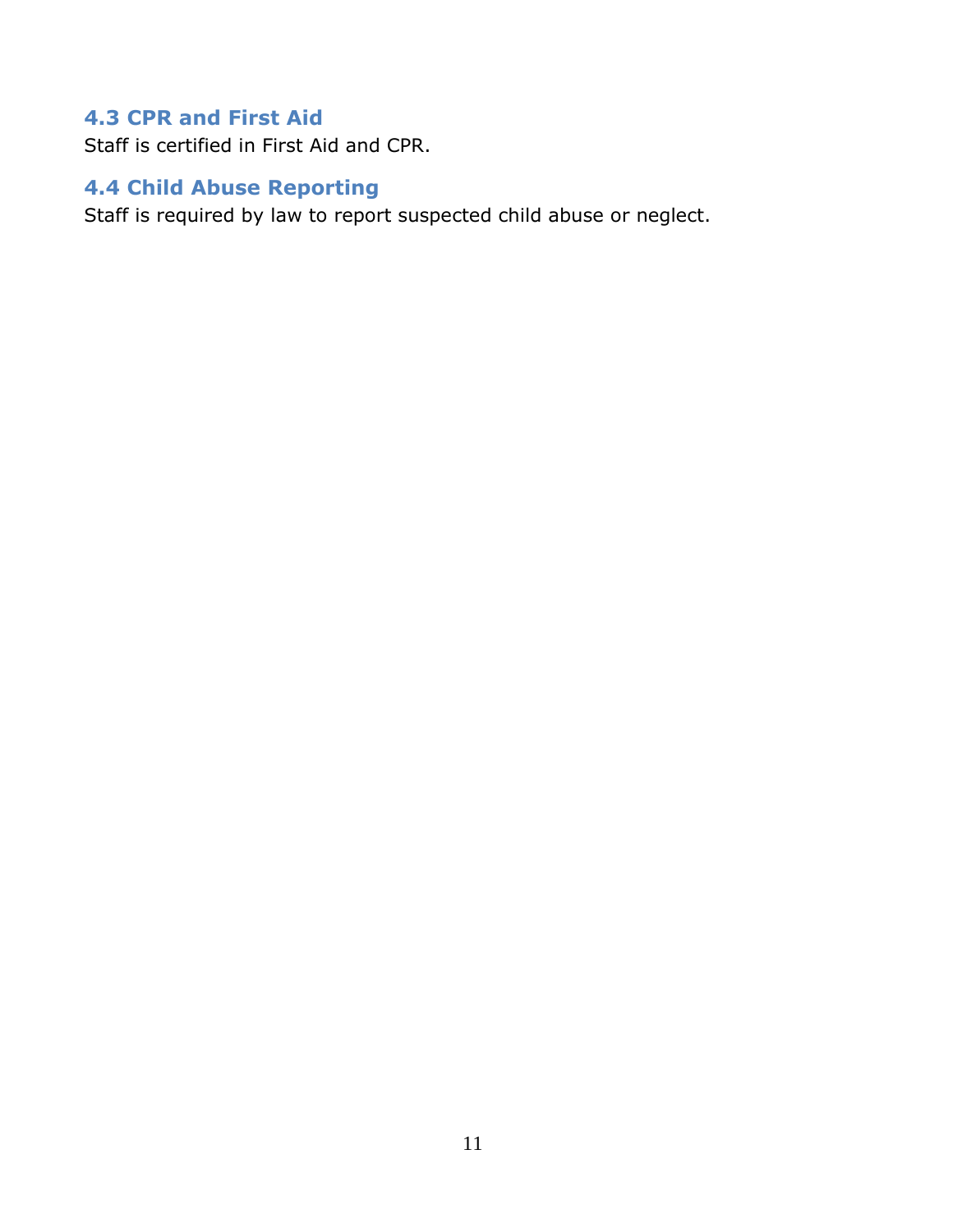### 4.3 CPR and First Aid

Staff is certified in First Aid and CPR.

### 4.4 Child Abuse Reporting

Staff is required by law to report suspected child abuse or neglect.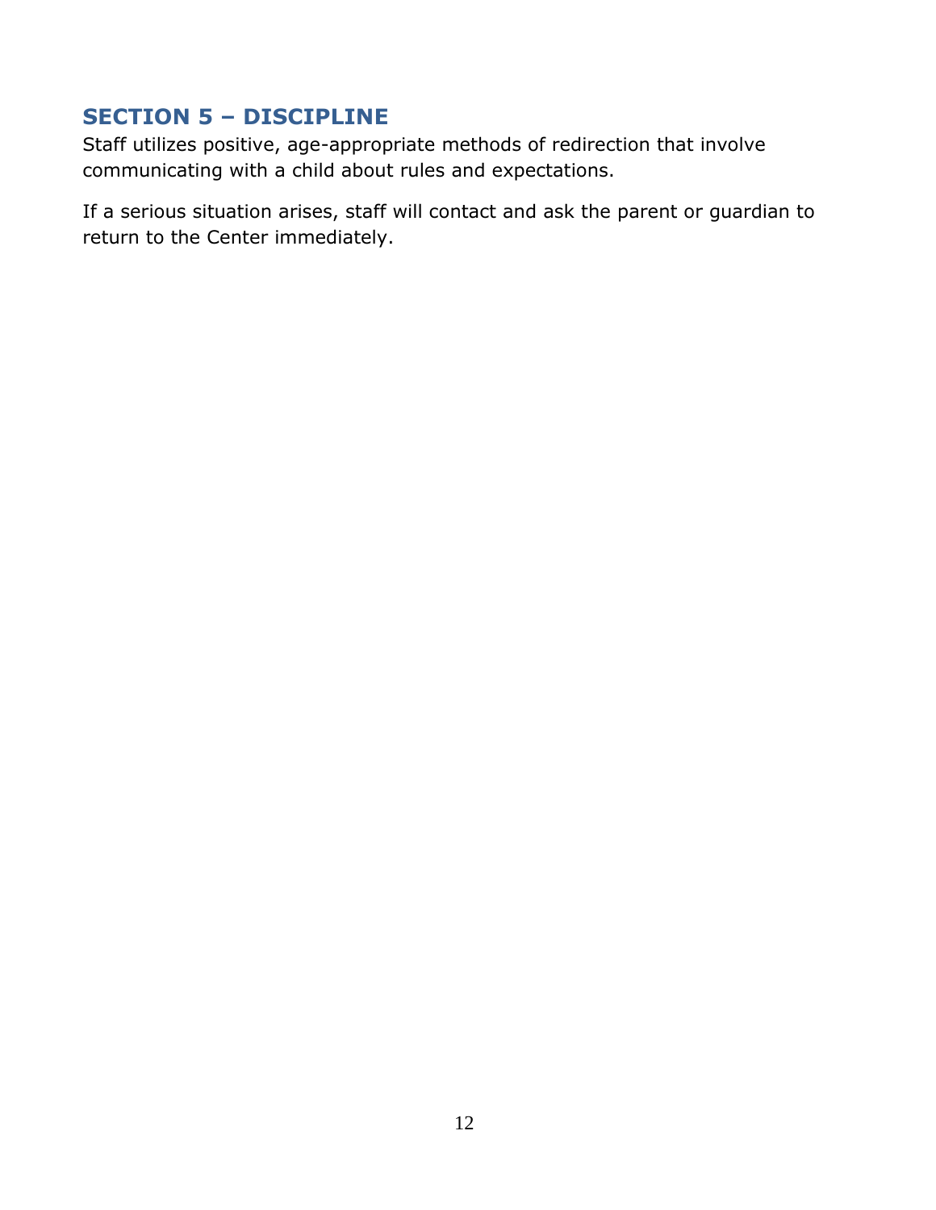## SECTION 5 – DISCIPLINE

Staff utilizes positive, age-appropriate methods of redirection that involve communicating with a child about rules and expectations.

If a serious situation arises, staff will contact and ask the parent or guardian to return to the Center immediately.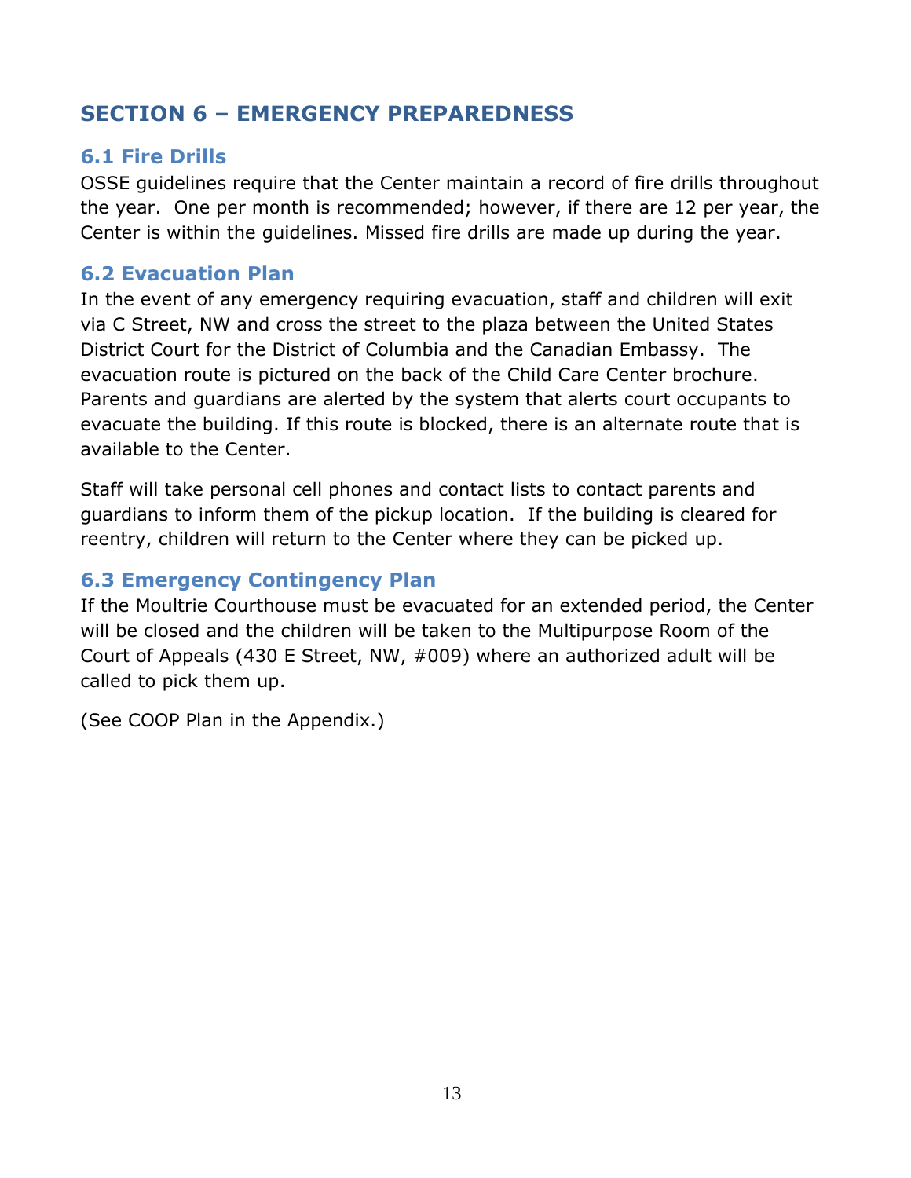# SECTION 6 – EMERGENCY PREPAREDNESS

## 6.1 Fire Drills

OSSE guidelines require that the Center maintain a record of fire drills throughout the year. One per month is recommended; however, if there are 12 per year, the Center is within the guidelines. Missed fire drills are made up during the year.

## 6.2 Evacuation Plan

In the event of any emergency requiring evacuation, staff and children will exit via C Street, NW and cross the street to the plaza between the United States District Court for the District of Columbia and the Canadian Embassy. The evacuation route is pictured on the back of the Child Care Center brochure. Parents and guardians are alerted by the system that alerts court occupants to evacuate the building. If this route is blocked, there is an alternate route that is available to the Center.

Staff will take personal cell phones and contact lists to contact parents and guardians to inform them of the pickup location. If the building is cleared for reentry, children will return to the Center where they can be picked up.

## 6.3 Emergency Contingency Plan

If the Moultrie Courthouse must be evacuated for an extended period, the Center will be closed and the children will be taken to the Multipurpose Room of the Court of Appeals (430 E Street, NW, #009) where an authorized adult will be called to pick them up.

(See COOP Plan in the Appendix.)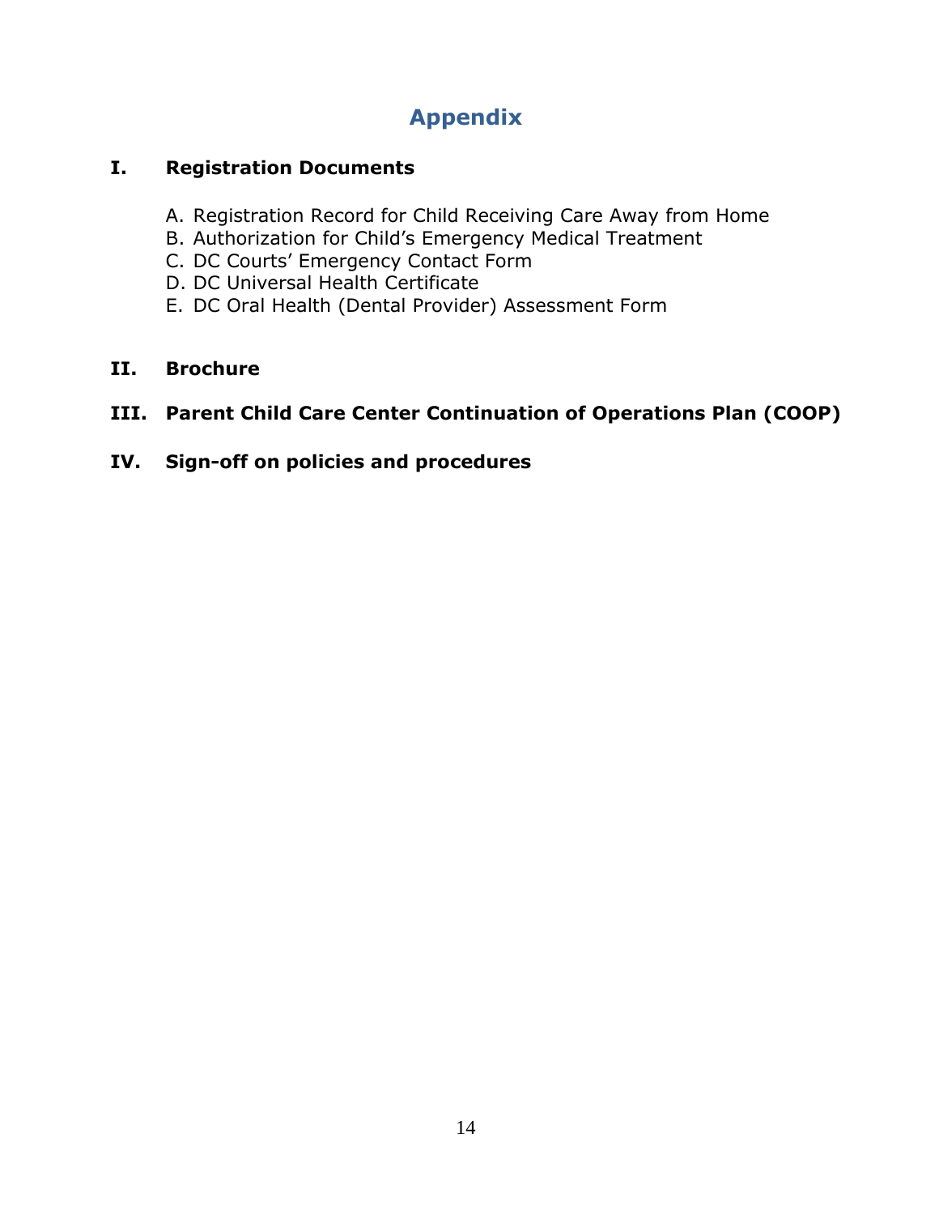# Appendix

## I. Registration Documents

A. Registration Record for Child Receiving Care Away from Home
B. Authorization for Child's Emergency Medical Treatment
C. DC Courts' Emergency Contact Form
D. DC Universal Health Certificate
E. DC Oral Health (Dental Provider) Assessment Form

## II. Brochure

## III. Parent Child Care Center Continuation of Operations Plan (COOP)

## IV. Sign-off on policies and procedures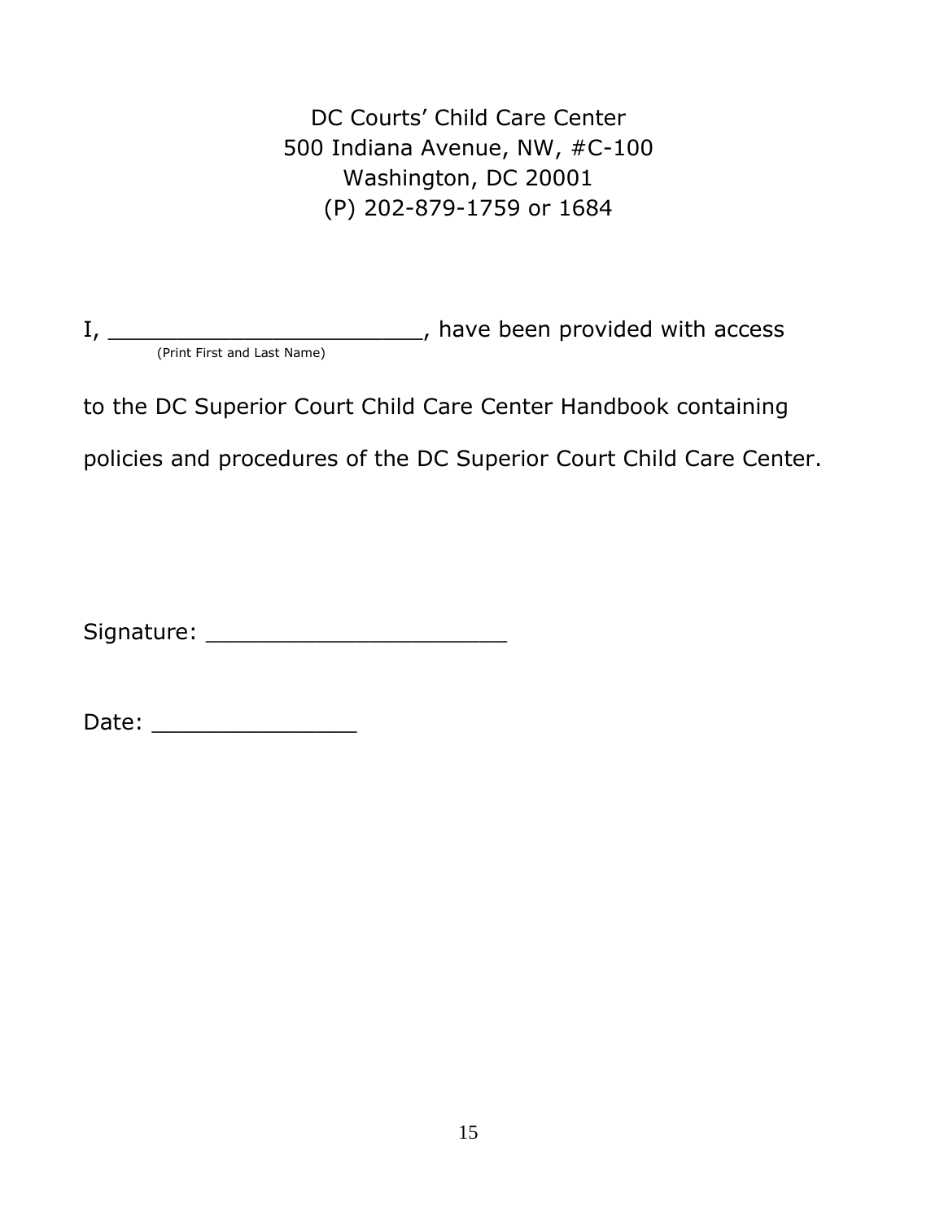DC Courts' Child Care Center
500 Indiana Avenue, NW, #C-100
Washington, DC 20001
(P) 202-879-1759 or 1684

I, _______________________, have been provided with access
(Print First and Last Name)

to the DC Superior Court Child Care Center Handbook containing policies and procedures of the DC Superior Court Child Care Center.

Signature: _____________________

Date: ______________